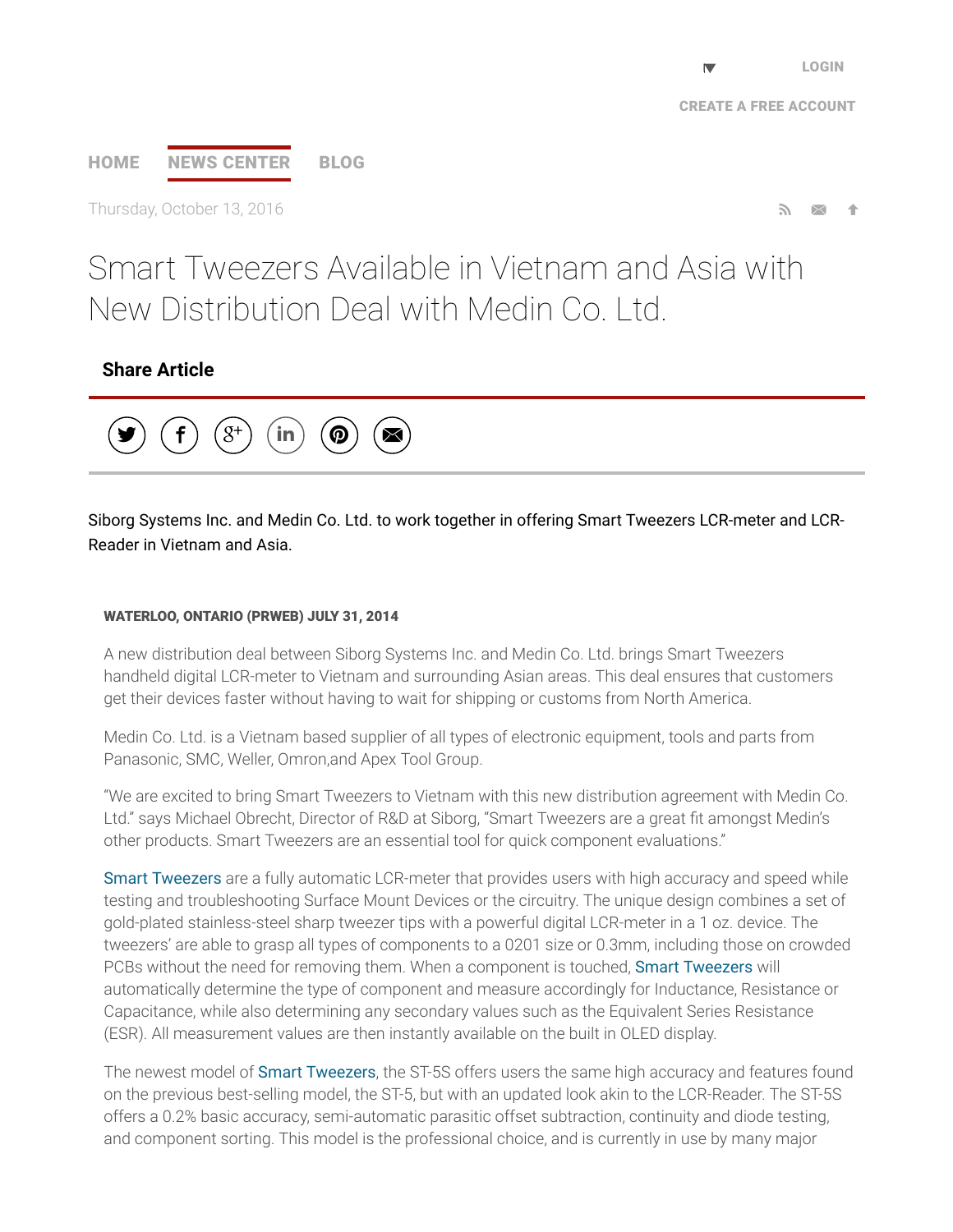LOGIN

CREATE A FREE ACCOUNT

HOME NEWS CENTER BLOG

Thursday, October 13, 2016

# Smart Tweezers Available in Vietnam and Asia with New Distribution Deal with Medin Co. Ltd.

**Share Article**

Siborg Systems Inc. and Medin Co. Ltd. to work together in offering Smart Tweezers LCR-meter and LCR-Reader in Vietnam and Asia.

**WATERLOO, ONTARIO (PRWEB) JULY 31, 2014**

A new distribution deal between Siborg Systems Inc. and Medin Co. Ltd. brings Smart Tweezers handheld digital LCR-meter to Vietnam and surrounding Asian areas. This deal ensures that customers get their devices faster without having to wait for shipping or customs from North America.

Medin Co. Ltd. is a Vietnam based supplier of all types of electronic equipment, tools and parts from Panasonic, SMC, Weller, Omron,and Apex Tool Group.

"We are excited to bring Smart Tweezers to Vietnam with this new distribution agreement with Medin Co. Ltd." says Michael Obrecht, Director of R&D at Siborg, "Smart Tweezers are a great fit amongst Medin's other products. Smart Tweezers are an essential tool for quick component evaluations."

Smart Tweezers are a fully automatic LCR-meter that provides users with high accuracy and speed while testing and troubleshooting Surface Mount Devices or the circuitry. The unique design combines a set of gold-plated stainless-steel sharp tweezer tips with a powerful digital LCR-meter in a 1 oz. device. The tweezers' are able to grasp all types of components to a 0201 size or 0.3mm, including those on crowded PCBs without the need for removing them. When a component is touched, Smart Tweezers will automatically determine the type of component and measure accordingly for Inductance, Resistance or Capacitance, while also determining any secondary values such as the Equivalent Series Resistance (ESR). All measurement values are then instantly available on the built in OLED display.

The newest model of Smart Tweezers, the ST-5S offers users the same high accuracy and features found on the previous best-selling model, the ST-5, but with an updated look akin to the LCR-Reader. The ST-5S offers a 0.2% basic accuracy, semi-automatic parasitic offset subtraction, continuity and diode testing, and component sorting. This model is the professional choice, and is currently in use by many major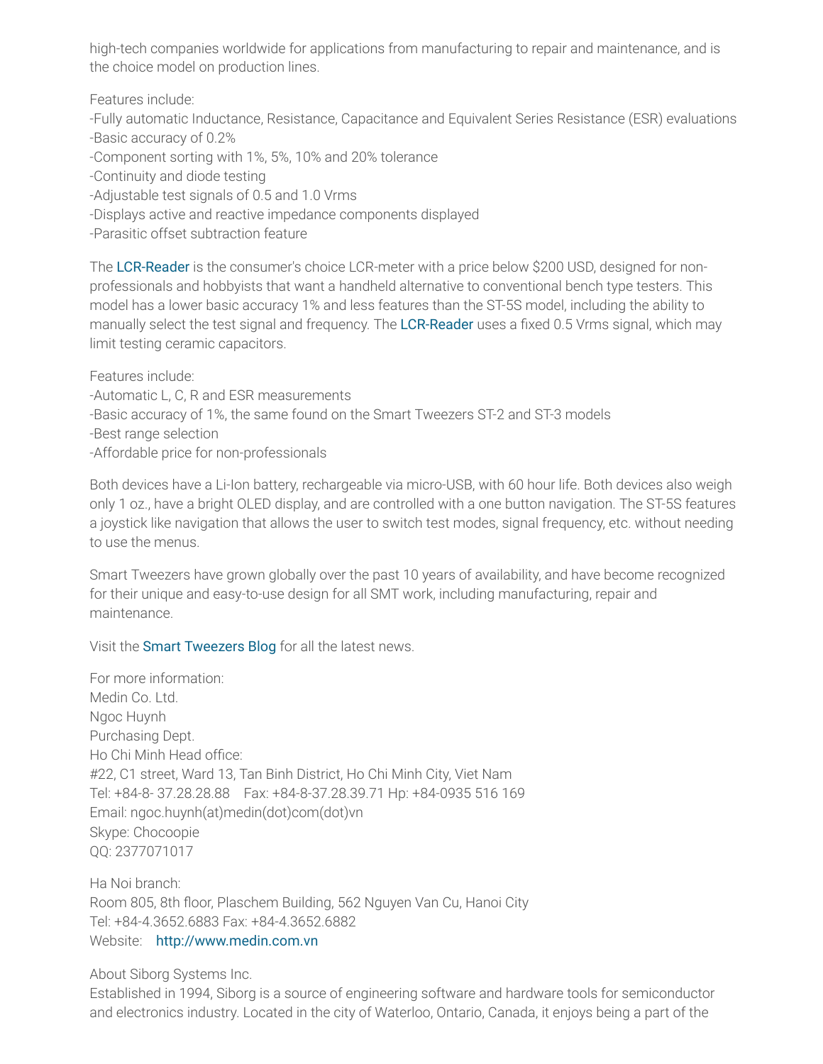high-tech companies worldwide for applications from manufacturing to repair and maintenance, and is the choice model on production lines.

Features include:
-Fully automatic Inductance, Resistance, Capacitance and Equivalent Series Resistance (ESR) evaluations
-Basic accuracy of 0.2%
-Component sorting with 1%, 5%, 10% and 20% tolerance
-Continuity and diode testing
-Adjustable test signals of 0.5 and 1.0 Vrms
-Displays active and reactive impedance components displayed
-Parasitic offset subtraction feature

The LCR-Reader is the consumer's choice LCR-meter with a price below $200 USD, designed for non-professionals and hobbyists that want a handheld alternative to conventional bench type testers. This model has a lower basic accuracy 1% and less features than the ST-5S model, including the ability to manually select the test signal and frequency. The LCR-Reader uses a fixed 0.5 Vrms signal, which may limit testing ceramic capacitors.

Features include:
-Automatic L, C, R and ESR measurements
-Basic accuracy of 1%, the same found on the Smart Tweezers ST-2 and ST-3 models
-Best range selection
-Affordable price for non-professionals

Both devices have a Li-Ion battery, rechargeable via micro-USB, with 60 hour life. Both devices also weigh only 1 oz., have a bright OLED display, and are controlled with a one button navigation. The ST-5S features a joystick like navigation that allows the user to switch test modes, signal frequency, etc. without needing to use the menus.

Smart Tweezers have grown globally over the past 10 years of availability, and have become recognized for their unique and easy-to-use design for all SMT work, including manufacturing, repair and maintenance.

Visit the Smart Tweezers Blog for all the latest news.

For more information:
Medin Co. Ltd.
Ngoc Huynh
Purchasing Dept.
Ho Chi Minh Head office:
#22, C1 street, Ward 13, Tan Binh District, Ho Chi Minh City, Viet Nam
Tel: +84-8- 37.28.28.88    Fax: +84-8-37.28.39.71 Hp: +84-0935 516 169
Email: ngoc.huynh(at)medin(dot)com(dot)vn
Skype: Chocoopie
QQ: 2377071017

Ha Noi branch:
Room 805, 8th floor, Plaschem Building, 562 Nguyen Van Cu, Hanoi City
Tel: +84-4.3652.6883 Fax: +84-4.3652.6882
Website:    http://www.medin.com.vn

About Siborg Systems Inc.
Established in 1994, Siborg is a source of engineering software and hardware tools for semiconductor and electronics industry. Located in the city of Waterloo, Ontario, Canada, it enjoys being a part of the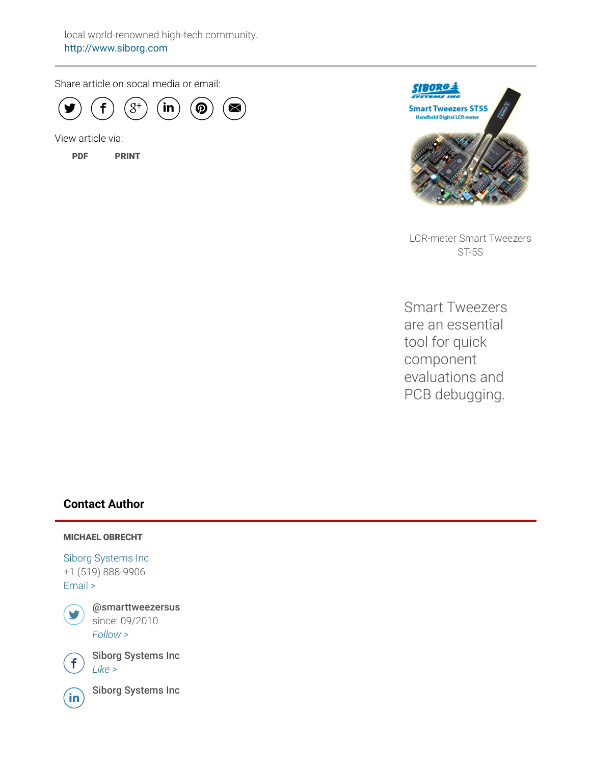local world-renowned high-tech community.
http://www.siborg.com

Share article on socal media or email:

View article via:

**PDF** **PRINT**

LCR-meter Smart Tweezers ST-5S

Smart Tweezers are an essential tool for quick component evaluations and PCB debugging.

## Contact Author

**MICHAEL OBRECHT**

Siborg Systems Inc
+1 (519) 888-9906
Email >

**@smarttweezersus**
since: 09/2010
*Follow >*

**Siborg Systems Inc**
*Like >*

**Siborg Systems Inc**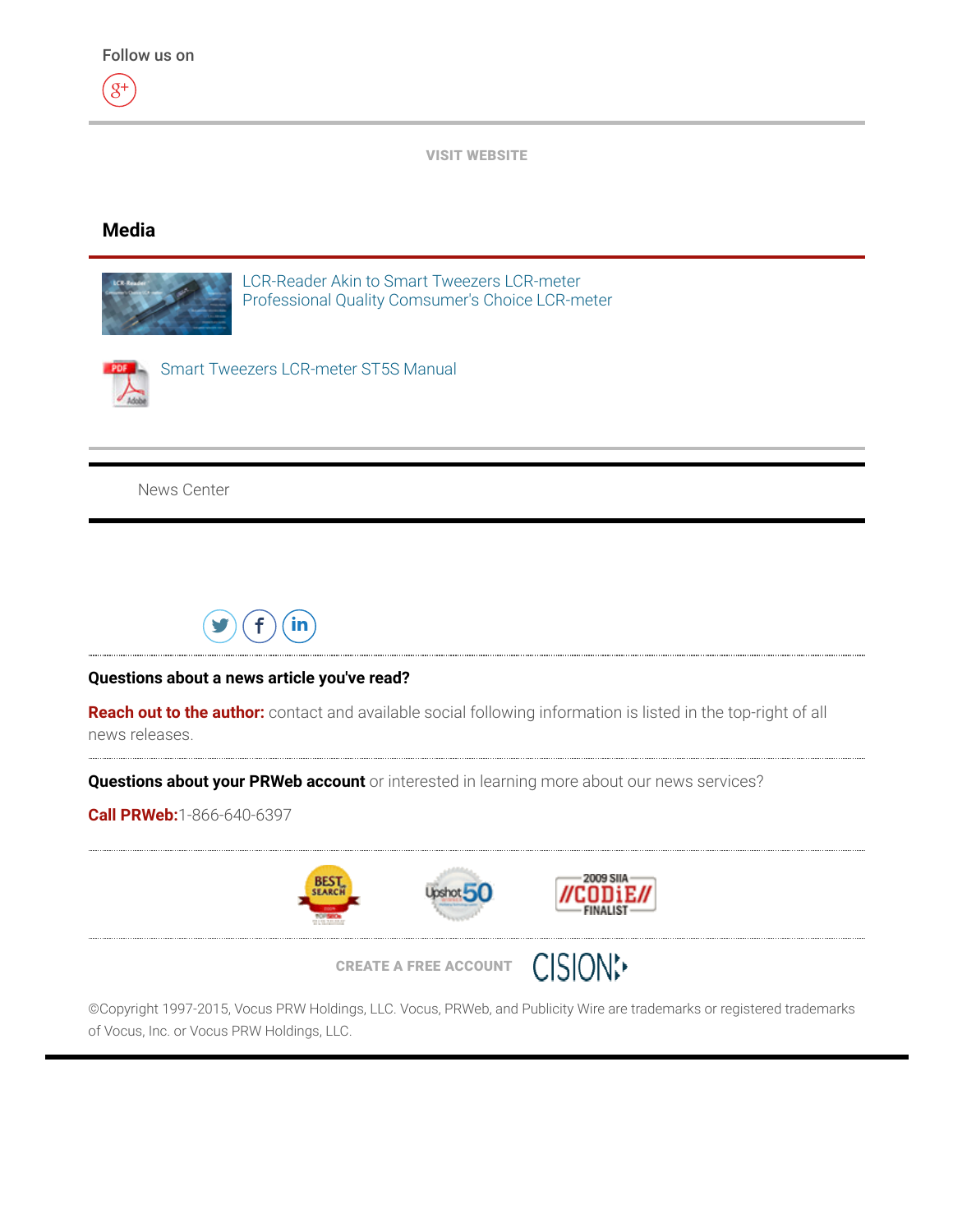Follow us on

VISIT WEBSITE

## Media

LCR-Reader Akin to Smart Tweezers LCR-meter
Professional Quality Comsumer's Choice LCR-meter

Smart Tweezers LCR-meter ST5S Manual

News Center

**Questions about a news article you've read?**

**Reach out to the author:** contact and available social following information is listed in the top-right of all news releases.

**Questions about your PRWeb account** or interested in learning more about our news services?

**Call PRWeb:**1-866-640-6397

CREATE A FREE ACCOUNT

©Copyright 1997-2015, Vocus PRW Holdings, LLC. Vocus, PRWeb, and Publicity Wire are trademarks or registered trademarks of Vocus, Inc. or Vocus PRW Holdings, LLC.